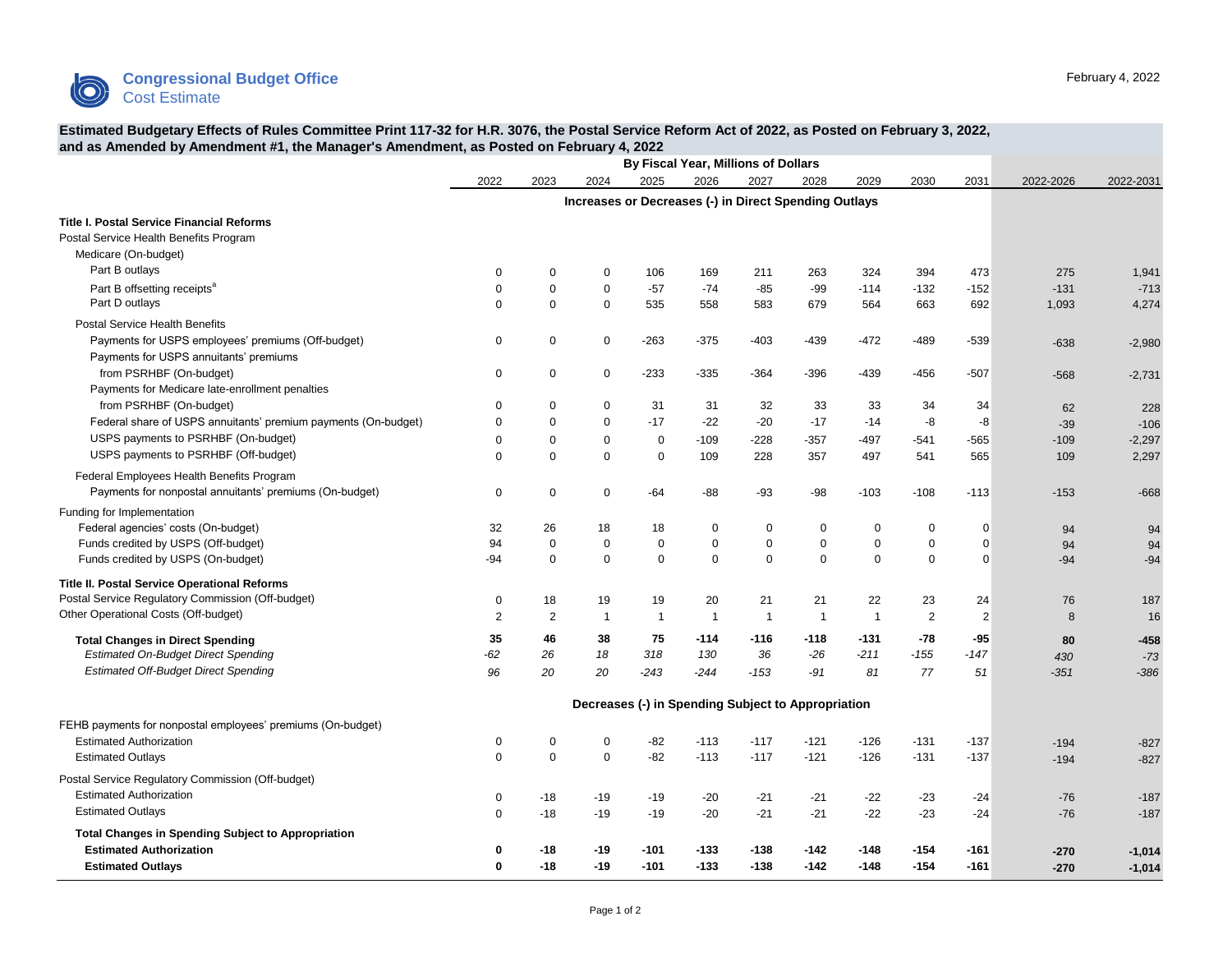**Congressional Budget Office**
Cost Estimate

February 4, 2022

### Estimated Budgetary Effects of Rules Committee Print 117-32 for H.R. 3076, the Postal Service Reform Act of 2022, as Posted on February 3, 2022, and as Amended by Amendment #1, the Manager's Amendment, as Posted on February 4, 2022

| | By Fiscal Year, Millions of Dollars | | | | | | | | | | | |
|---|---|---|---|---|---|---|---|---|---|---|---|---|
| | 2022 | 2023 | 2024 | 2025 | 2026 | 2027 | 2028 | 2029 | 2030 | 2031 | 2022-2026 | 2022-2031 |
| | **Increases or Decreases (-) in Direct Spending Outlays** | | | | | | | | | | | |
| **Title I. Postal Service Financial Reforms** | | | | | | | | | | | | |
| Postal Service Health Benefits Program | | | | | | | | | | | | |
| Medicare (On-budget) | | | | | | | | | | | | |
| Part B outlays | 0 | 0 | 0 | 106 | 169 | 211 | 263 | 324 | 394 | 473 | 275 | 1,941 |
| Part B offsetting receipts[a] | 0 | 0 | 0 | -57 | -74 | -85 | -99 | -114 | -132 | -152 | -131 | -713 |
| Part D outlays | 0 | 0 | 0 | 535 | 558 | 583 | 679 | 564 | 663 | 692 | 1,093 | 4,274 |
| Postal Service Health Benefits | | | | | | | | | | | | |
| Payments for USPS employees' premiums (Off-budget) | 0 | 0 | 0 | -263 | -375 | -403 | -439 | -472 | -489 | -539 | -638 | -2,980 |
| Payments for USPS annuitants' premiums from PSRHBF (On-budget) | 0 | 0 | 0 | -233 | -335 | -364 | -396 | -439 | -456 | -507 | -568 | -2,731 |
| Payments for Medicare late-enrollment penalties from PSRHBF (On-budget) | 0 | 0 | 0 | 31 | 31 | 32 | 33 | 33 | 34 | 34 | 62 | 228 |
| Federal share of USPS annuitants' premium payments (On-budget) | 0 | 0 | 0 | -17 | -22 | -20 | -17 | -14 | -8 | -8 | -39 | -106 |
| USPS payments to PSRHBF (On-budget) | 0 | 0 | 0 | 0 | -109 | -228 | -357 | -497 | -541 | -565 | -109 | -2,297 |
| USPS payments to PSRHBF (Off-budget) | 0 | 0 | 0 | 0 | 109 | 228 | 357 | 497 | 541 | 565 | 109 | 2,297 |
| Federal Employees Health Benefits Program | | | | | | | | | | | | |
| Payments for nonpostal annuitants' premiums (On-budget) | 0 | 0 | 0 | -64 | -88 | -93 | -98 | -103 | -108 | -113 | -153 | -668 |
| Funding for Implementation | | | | | | | | | | | | |
| Federal agencies' costs (On-budget) | 32 | 26 | 18 | 18 | 0 | 0 | 0 | 0 | 0 | 0 | 94 | 94 |
| Funds credited by USPS (Off-budget) | 94 | 0 | 0 | 0 | 0 | 0 | 0 | 0 | 0 | 0 | 94 | 94 |
| Funds credited by USPS (On-budget) | -94 | 0 | 0 | 0 | 0 | 0 | 0 | 0 | 0 | 0 | -94 | -94 |
| **Title II. Postal Service Operational Reforms** | | | | | | | | | | | | |
| Postal Service Regulatory Commission (Off-budget) | 0 | 18 | 19 | 19 | 20 | 21 | 21 | 22 | 23 | 24 | 76 | 187 |
| Other Operational Costs (Off-budget) | 2 | 2 | 1 | 1 | 1 | 1 | 1 | 1 | 2 | 2 | 8 | 16 |
| **Total Changes in Direct Spending** | **35** | **46** | **38** | **75** | **-114** | **-116** | **-118** | **-131** | **-78** | **-95** | **80** | **-458** |
| *Estimated On-Budget Direct Spending* | *-62* | *26* | *18* | *318* | *130* | *36* | *-26* | *-211* | *-155* | *-147* | *430* | *-73* |
| *Estimated Off-Budget Direct Spending* | *96* | *20* | *20* | *-243* | *-244* | *-153* | *-91* | *81* | *77* | *51* | *-351* | *-386* |
| | **Decreases (-) in Spending Subject to Appropriation** | | | | | | | | | | | |
| FEHB payments for nonpostal employees' premiums (On-budget) | | | | | | | | | | | | |
| Estimated Authorization | 0 | 0 | 0 | -82 | -113 | -117 | -121 | -126 | -131 | -137 | -194 | -827 |
| Estimated Outlays | 0 | 0 | 0 | -82 | -113 | -117 | -121 | -126 | -131 | -137 | -194 | -827 |
| Postal Service Regulatory Commission (Off-budget) | | | | | | | | | | | | |
| Estimated Authorization | 0 | -18 | -19 | -19 | -20 | -21 | -21 | -22 | -23 | -24 | -76 | -187 |
| Estimated Outlays | 0 | -18 | -19 | -19 | -20 | -21 | -21 | -22 | -23 | -24 | -76 | -187 |
| **Total Changes in Spending Subject to Appropriation** | | | | | | | | | | | | |
| **Estimated Authorization** | **0** | **-18** | **-19** | **-101** | **-133** | **-138** | **-142** | **-148** | **-154** | **-161** | **-270** | **-1,014** |
| **Estimated Outlays** | **0** | **-18** | **-19** | **-101** | **-133** | **-138** | **-142** | **-148** | **-154** | **-161** | **-270** | **-1,014** |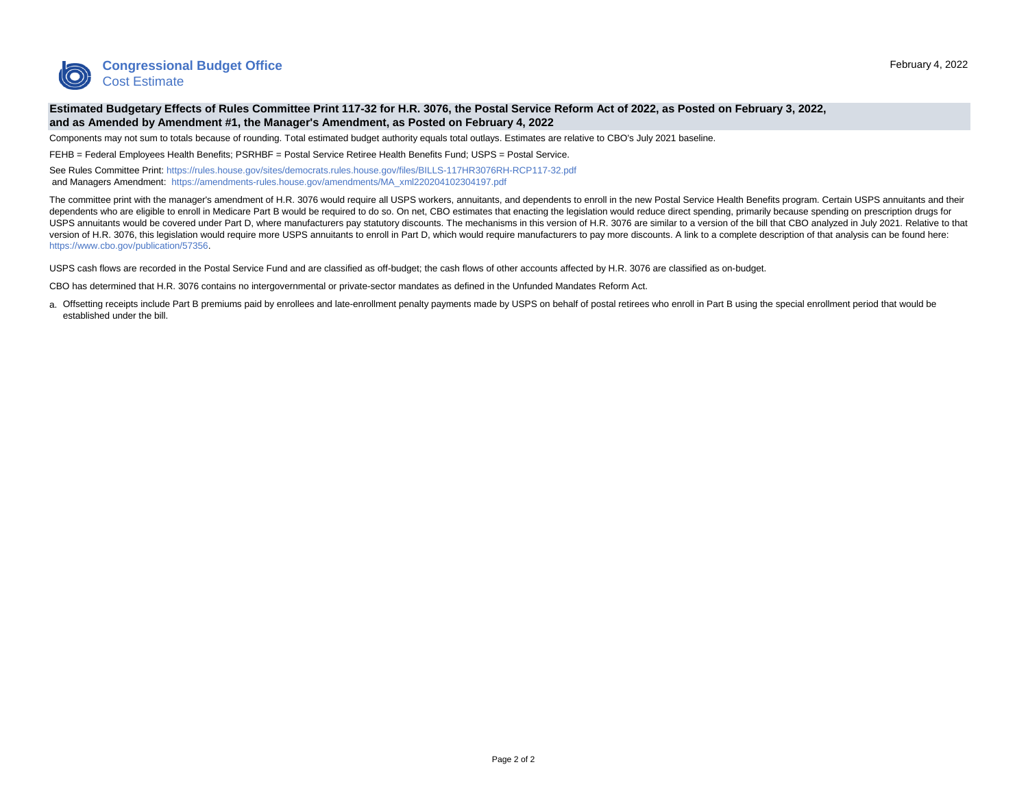**Congressional Budget Office**
Cost Estimate

February 4, 2022

**Estimated Budgetary Effects of Rules Committee Print 117-32 for H.R. 3076, the Postal Service Reform Act of 2022, as Posted on February 3, 2022, and as Amended by Amendment #1, the Manager's Amendment, as Posted on February 4, 2022**

Components may not sum to totals because of rounding. Total estimated budget authority equals total outlays. Estimates are relative to CBO's July 2021 baseline.

FEHB = Federal Employees Health Benefits; PSRHBF = Postal Service Retiree Health Benefits Fund; USPS = Postal Service.

See Rules Committee Print: https://rules.house.gov/sites/democrats.rules.house.gov/files/BILLS-117HR3076RH-RCP117-32.pdf
and Managers Amendment: https://amendments-rules.house.gov/amendments/MA_xml220204102304197.pdf

The committee print with the manager's amendment of H.R. 3076 would require all USPS workers, annuitants, and dependents to enroll in the new Postal Service Health Benefits program. Certain USPS annuitants and their dependents who are eligible to enroll in Medicare Part B would be required to do so. On net, CBO estimates that enacting the legislation would reduce direct spending, primarily because spending on prescription drugs for USPS annuitants would be covered under Part D, where manufacturers pay statutory discounts. The mechanisms in this version of H.R. 3076 are similar to a version of the bill that CBO analyzed in July 2021. Relative to that version of H.R. 3076, this legislation would require more USPS annuitants to enroll in Part D, which would require manufacturers to pay more discounts. A link to a complete description of that analysis can be found here: https://www.cbo.gov/publication/57356.

USPS cash flows are recorded in the Postal Service Fund and are classified as off-budget; the cash flows of other accounts affected by H.R. 3076 are classified as on-budget.

CBO has determined that H.R. 3076 contains no intergovernmental or private-sector mandates as defined in the Unfunded Mandates Reform Act.

a. Offsetting receipts include Part B premiums paid by enrollees and late-enrollment penalty payments made by USPS on behalf of postal retirees who enroll in Part B using the special enrollment period that would be established under the bill.